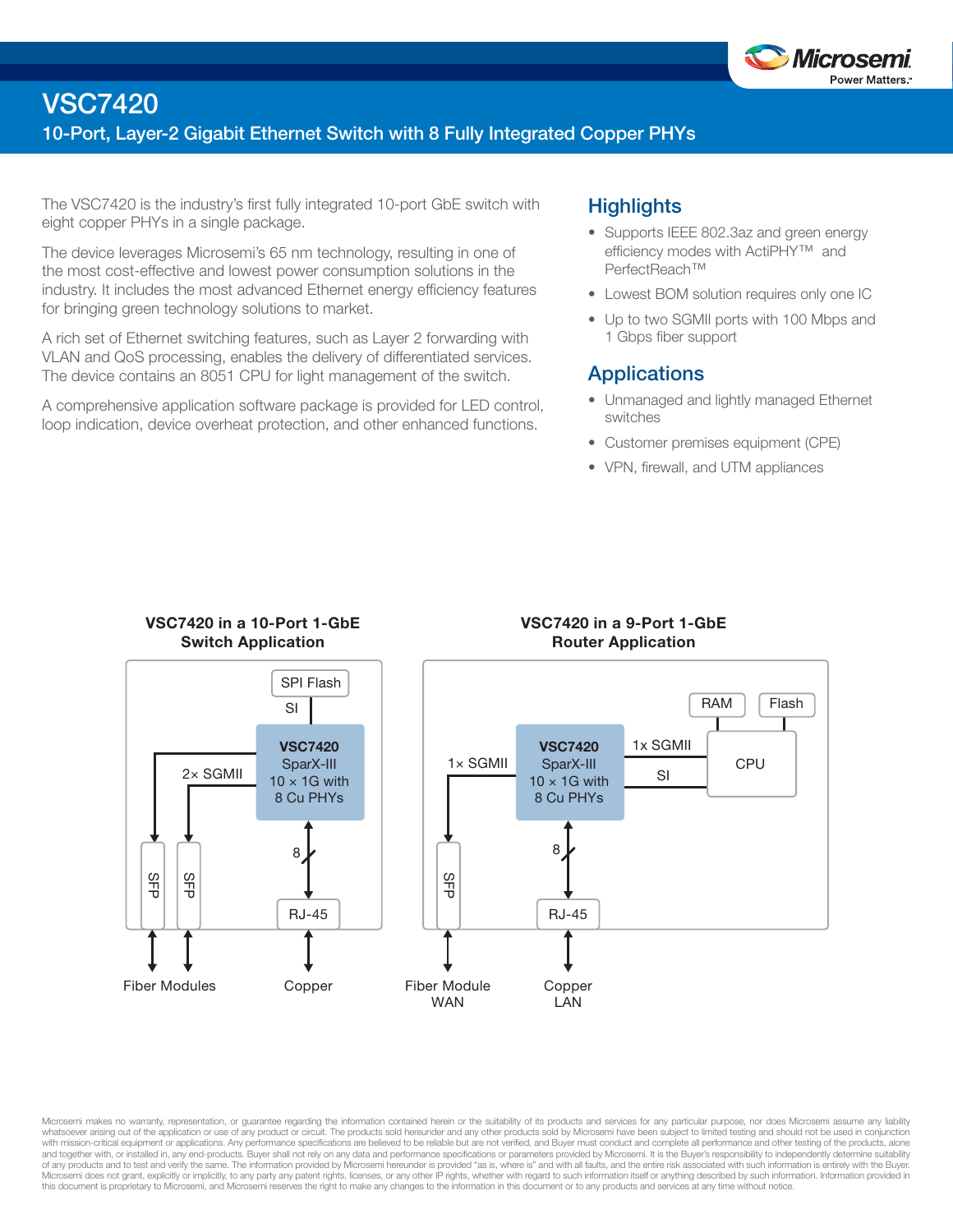# VSC7420

## 10-Port, Layer-2 Gigabit Ethernet Switch with 8 Fully Integrated Copper PHYs

The VSC7420 is the industry's first fully integrated 10-port GbE switch with eight copper PHYs in a single package.

The device leverages Microsemi's 65 nm technology, resulting in one of the most cost-effective and lowest power consumption solutions in the industry. It includes the most advanced Ethernet energy efficiency features for bringing green technology solutions to market.

A rich set of Ethernet switching features, such as Layer 2 forwarding with VLAN and QoS processing, enables the delivery of differentiated services. The device contains an 8051 CPU for light management of the switch.

A comprehensive application software package is provided for LED control, loop indication, device overheat protection, and other enhanced functions.

## Highlights

- Supports IEEE 802.3az and green energy efficiency modes with ActiPHY™ and PerfectReach™
- Lowest BOM solution requires only one IC
- Up to two SGMII ports with 100 Mbps and 1 Gbps fiber support

## Applications

- Unmanaged and lightly managed Ethernet switches
- Customer premises equipment (CPE)
- VPN, firewall, and UTM appliances

**VSC7420 in a 10-Port 1-GbE Switch Application**

SPI Flash — SI — **VSC7420** SparX-III 10 × 1G with 8 Cu PHYs — 2× SGMII — SFP, SFP — Fiber Modules; 8 — RJ-45 — Copper

**VSC7420 in a 9-Port 1-GbE Router Application**

RAM, Flash — CPU — 1x SGMII, SI — **VSC7420** SparX-III 10 × 1G with 8 Cu PHYs — 1× SGMII — SFP — Fiber Module WAN; 8 — RJ-45 — Copper LAN

Microsemi makes no warranty, representation, or guarantee regarding the information contained herein or the suitability of its products and services for any particular purpose, nor does Microsemi assume any liability whatsoever arising out of the application or use of any product or circuit. The products sold hereunder and any other products sold by Microsemi have been subject to limited testing and should not be used in conjunction with mission-critical equipment or applications. Any performance specifications are believed to be reliable but are not verified, and Buyer must conduct and complete all performance and other testing of the products, alone and together with, or installed in, any end-products. Buyer shall not rely on any data and performance specifications or parameters provided by Microsemi. It is the Buyer's responsibility to independently determine suitability of any products and to test and verify the same. The information provided by Microsemi hereunder is provided "as is, where is" and with all faults, and the entire risk associated with such information is entirely with the Buyer. Microsemi does not grant, explicitly or implicitly, to any party any patent rights, licenses, or any other IP rights, whether with regard to such information itself or anything described by such information. Information provided in this document is proprietary to Microsemi, and Microsemi reserves the right to make any changes to the information in this document or to any products and services at any time without notice.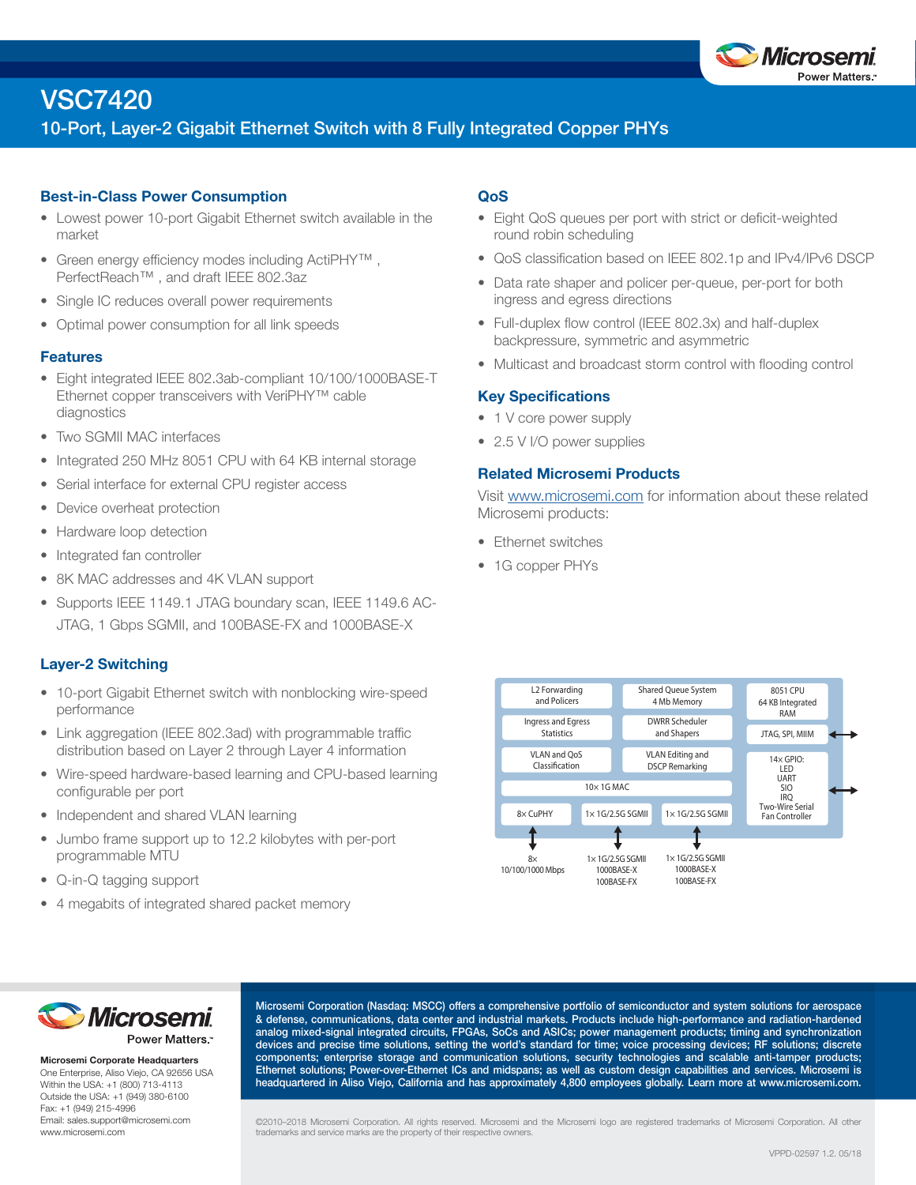# VSC7420

## 10-Port, Layer-2 Gigabit Ethernet Switch with 8 Fully Integrated Copper PHYs

### Best-in-Class Power Consumption

- Lowest power 10-port Gigabit Ethernet switch available in the market
- Green energy efficiency modes including ActiPHY™ , PerfectReach™ , and draft IEEE 802.3az
- Single IC reduces overall power requirements
- Optimal power consumption for all link speeds

### Features

- Eight integrated IEEE 802.3ab-compliant 10/100/1000BASE-T Ethernet copper transceivers with VeriPHY™ cable diagnostics
- Two SGMII MAC interfaces
- Integrated 250 MHz 8051 CPU with 64 KB internal storage
- Serial interface for external CPU register access
- Device overheat protection
- Hardware loop detection
- Integrated fan controller
- 8K MAC addresses and 4K VLAN support
- Supports IEEE 1149.1 JTAG boundary scan, IEEE 1149.6 AC-JTAG, 1 Gbps SGMII, and 100BASE-FX and 1000BASE-X

### Layer-2 Switching

- 10-port Gigabit Ethernet switch with nonblocking wire-speed performance
- Link aggregation (IEEE 802.3ad) with programmable traffic distribution based on Layer 2 through Layer 4 information
- Wire-speed hardware-based learning and CPU-based learning configurable per port
- Independent and shared VLAN learning
- Jumbo frame support up to 12.2 kilobytes with per-port programmable MTU
- Q-in-Q tagging support
- 4 megabits of integrated shared packet memory

### QoS

- Eight QoS queues per port with strict or deficit-weighted round robin scheduling
- QoS classification based on IEEE 802.1p and IPv4/IPv6 DSCP
- Data rate shaper and policer per-queue, per-port for both ingress and egress directions
- Full-duplex flow control (IEEE 802.3x) and half-duplex backpressure, symmetric and asymmetric
- Multicast and broadcast storm control with flooding control

### Key Specifications

- 1 V core power supply
- 2.5 V I/O power supplies

### Related Microsemi Products

Visit www.microsemi.com for information about these related Microsemi products:

- Ethernet switches
- 1G copper PHYs

L2 Forwarding and Policers | Shared Queue System 4 Mb Memory | 8051 CPU 64 KB Integrated RAM
Ingress and Egress Statistics | DWRR Scheduler and Shapers | JTAG, SPI, MIIM
VLAN and QoS Classification | VLAN Editing and DSCP Remarking | 14× GPIO: LED, UART, SIO, IRQ, Two-Wire Serial, Fan Controller
10× 1G MAC
8× CuPHY | 1× 1G/2.5G SGMII | 1× 1G/2.5G SGMII

8× 10/100/1000 Mbps | 1× 1G/2.5G SGMII, 1000BASE-X, 100BASE-FX | 1× 1G/2.5G SGMII, 1000BASE-X, 100BASE-FX

**Microsemi Corporate Headquarters**
One Enterprise, Aliso Viejo, CA 92656 USA
Within the USA: +1 (800) 713-4113
Outside the USA: +1 (949) 380-6100
Fax: +1 (949) 215-4996
Email: sales.support@microsemi.com
www.microsemi.com

Microsemi Corporation (Nasdaq: MSCC) offers a comprehensive portfolio of semiconductor and system solutions for aerospace & defense, communications, data center and industrial markets. Products include high-performance and radiation-hardened analog mixed-signal integrated circuits, FPGAs, SoCs and ASICs; power management products; timing and synchronization devices and precise time solutions, setting the world's standard for time; voice processing devices; RF solutions; discrete components; enterprise storage and communication solutions, security technologies and scalable anti-tamper products; Ethernet solutions; Power-over-Ethernet ICs and midspans; as well as custom design capabilities and services. Microsemi is headquartered in Aliso Viejo, California and has approximately 4,800 employees globally. Learn more at www.microsemi.com.

©2010–2018 Microsemi Corporation. All rights reserved. Microsemi and the Microsemi logo are registered trademarks of Microsemi Corporation. All other trademarks and service marks are the property of their respective owners.

VPPD-02597 1.2. 05/18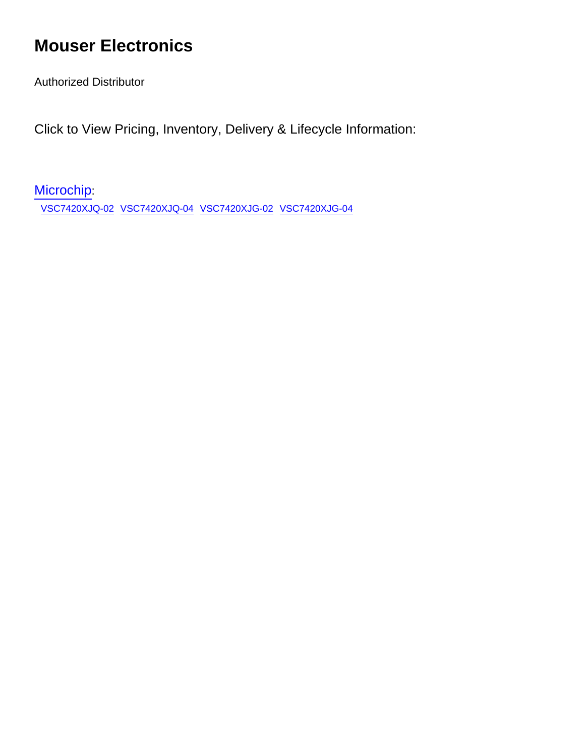# Mouser Electronics

Authorized Distributor

Click to View Pricing, Inventory, Delivery & Lifecycle Information:

Microchip:

VSC7420XJQ-02 VSC7420XJQ-04 VSC7420XJG-02 VSC7420XJG-04